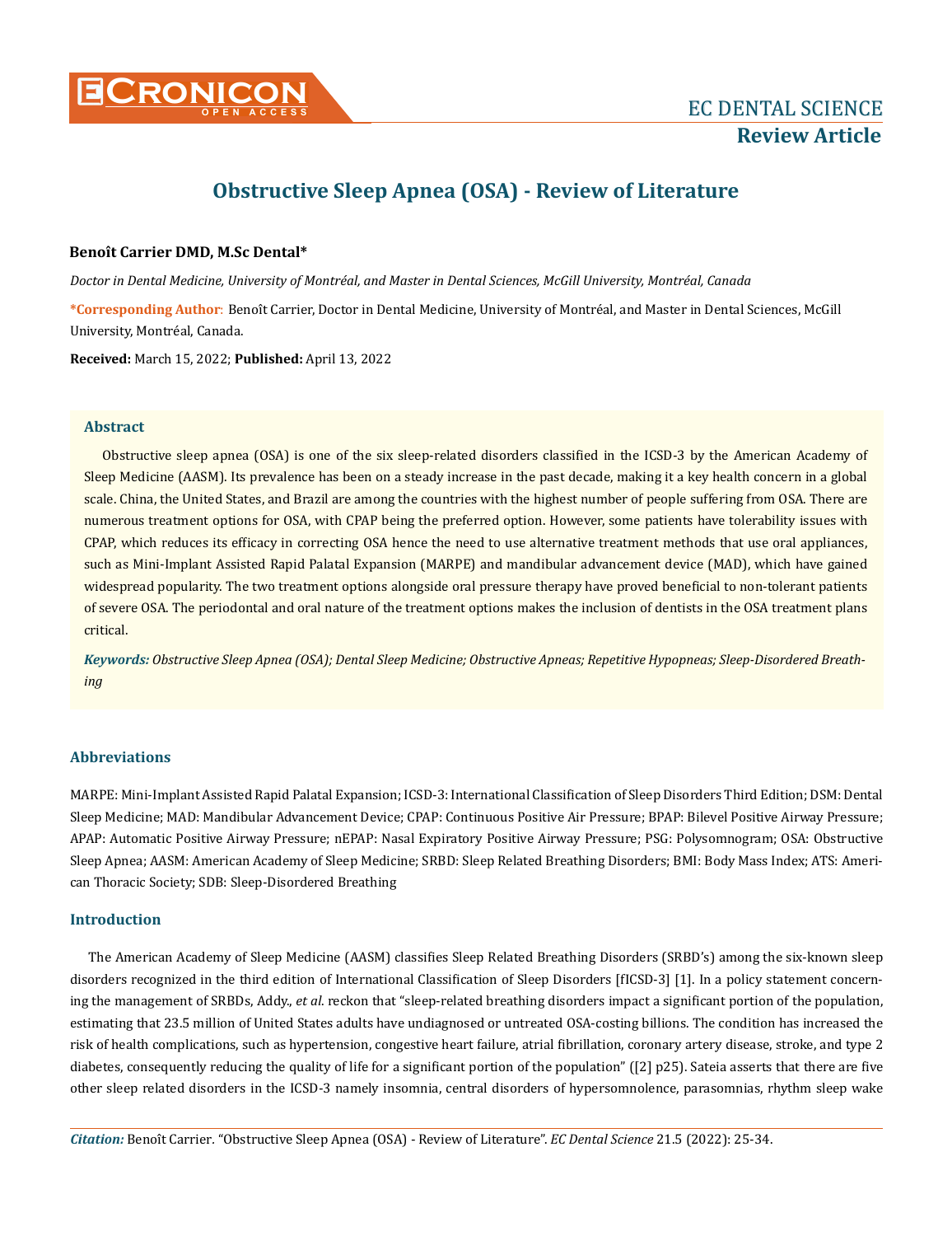# Obstructive Sleep Apnea (OSA) - Review of Literature

**Benoît Carrier DMD, M.Sc Dental***

*Doctor in Dental Medicine, University of Montréal, and Master in Dental Sciences, McGill University, Montréal, Canada*

**\*Corresponding Author**: Benoît Carrier, Doctor in Dental Medicine, University of Montréal, and Master in Dental Sciences, McGill University, Montréal, Canada.

**Received:** March 15, 2022; **Published:** April 13, 2022

## Abstract

Obstructive sleep apnea (OSA) is one of the six sleep-related disorders classified in the ICSD-3 by the American Academy of Sleep Medicine (AASM). Its prevalence has been on a steady increase in the past decade, making it a key health concern in a global scale. China, the United States, and Brazil are among the countries with the highest number of people suffering from OSA. There are numerous treatment options for OSA, with CPAP being the preferred option. However, some patients have tolerability issues with CPAP, which reduces its efficacy in correcting OSA hence the need to use alternative treatment methods that use oral appliances, such as Mini-Implant Assisted Rapid Palatal Expansion (MARPE) and mandibular advancement device (MAD), which have gained widespread popularity. The two treatment options alongside oral pressure therapy have proved beneficial to non-tolerant patients of severe OSA. The periodontal and oral nature of the treatment options makes the inclusion of dentists in the OSA treatment plans critical.

***Keywords:*** *Obstructive Sleep Apnea (OSA); Dental Sleep Medicine; Obstructive Apneas; Repetitive Hypopneas; Sleep-Disordered Breathing*

## Abbreviations

MARPE: Mini-Implant Assisted Rapid Palatal Expansion; ICSD-3: International Classification of Sleep Disorders Third Edition; DSM: Dental Sleep Medicine; MAD: Mandibular Advancement Device; CPAP: Continuous Positive Air Pressure; BPAP: Bilevel Positive Airway Pressure; APAP: Automatic Positive Airway Pressure; nEPAP: Nasal Expiratory Positive Airway Pressure; PSG: Polysomnogram; OSA: Obstructive Sleep Apnea; AASM: American Academy of Sleep Medicine; SRBD: Sleep Related Breathing Disorders; BMI: Body Mass Index; ATS: American Thoracic Society; SDB: Sleep-Disordered Breathing

## Introduction

The American Academy of Sleep Medicine (AASM) classifies Sleep Related Breathing Disorders (SRBD's) among the six-known sleep disorders recognized in the third edition of International Classification of Sleep Disorders [fICSD-3] [1]. In a policy statement concerning the management of SRBDs, Addy., *et al.* reckon that "sleep-related breathing disorders impact a significant portion of the population, estimating that 23.5 million of United States adults have undiagnosed or untreated OSA-costing billions. The condition has increased the risk of health complications, such as hypertension, congestive heart failure, atrial fibrillation, coronary artery disease, stroke, and type 2 diabetes, consequently reducing the quality of life for a significant portion of the population" ([2] p25). Sateia asserts that there are five other sleep related disorders in the ICSD-3 namely insomnia, central disorders of hypersomnolence, parasomnias, rhythm sleep wake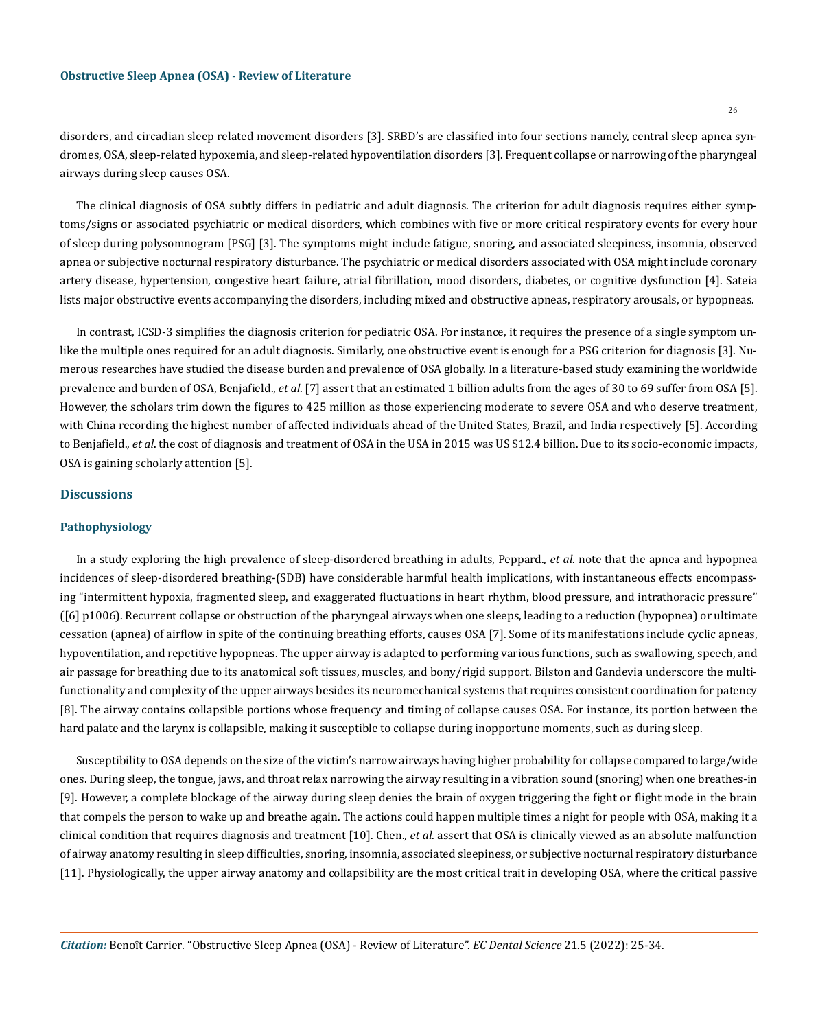disorders, and circadian sleep related movement disorders [3]. SRBD's are classified into four sections namely, central sleep apnea syndromes, OSA, sleep-related hypoxemia, and sleep-related hypoventilation disorders [3]. Frequent collapse or narrowing of the pharyngeal airways during sleep causes OSA.

The clinical diagnosis of OSA subtly differs in pediatric and adult diagnosis. The criterion for adult diagnosis requires either symptoms/signs or associated psychiatric or medical disorders, which combines with five or more critical respiratory events for every hour of sleep during polysomnogram [PSG] [3]. The symptoms might include fatigue, snoring, and associated sleepiness, insomnia, observed apnea or subjective nocturnal respiratory disturbance. The psychiatric or medical disorders associated with OSA might include coronary artery disease, hypertension, congestive heart failure, atrial fibrillation, mood disorders, diabetes, or cognitive dysfunction [4]. Sateia lists major obstructive events accompanying the disorders, including mixed and obstructive apneas, respiratory arousals, or hypopneas.

In contrast, ICSD-3 simplifies the diagnosis criterion for pediatric OSA. For instance, it requires the presence of a single symptom unlike the multiple ones required for an adult diagnosis. Similarly, one obstructive event is enough for a PSG criterion for diagnosis [3]. Numerous researches have studied the disease burden and prevalence of OSA globally. In a literature-based study examining the worldwide prevalence and burden of OSA, Benjafield., *et al*. [7] assert that an estimated 1 billion adults from the ages of 30 to 69 suffer from OSA [5]. However, the scholars trim down the figures to 425 million as those experiencing moderate to severe OSA and who deserve treatment, with China recording the highest number of affected individuals ahead of the United States, Brazil, and India respectively [5]. According to Benjafield., *et al*. the cost of diagnosis and treatment of OSA in the USA in 2015 was US $12.4 billion. Due to its socio-economic impacts, OSA is gaining scholarly attention [5].

## Discussions

### Pathophysiology

In a study exploring the high prevalence of sleep-disordered breathing in adults, Peppard., *et al*. note that the apnea and hypopnea incidences of sleep-disordered breathing-(SDB) have considerable harmful health implications, with instantaneous effects encompassing "intermittent hypoxia, fragmented sleep, and exaggerated fluctuations in heart rhythm, blood pressure, and intrathoracic pressure" ([6] p1006). Recurrent collapse or obstruction of the pharyngeal airways when one sleeps, leading to a reduction (hypopnea) or ultimate cessation (apnea) of airflow in spite of the continuing breathing efforts, causes OSA [7]. Some of its manifestations include cyclic apneas, hypoventilation, and repetitive hypopneas. The upper airway is adapted to performing various functions, such as swallowing, speech, and air passage for breathing due to its anatomical soft tissues, muscles, and bony/rigid support. Bilston and Gandevia underscore the multifunctionality and complexity of the upper airways besides its neuromechanical systems that requires consistent coordination for patency [8]. The airway contains collapsible portions whose frequency and timing of collapse causes OSA. For instance, its portion between the hard palate and the larynx is collapsible, making it susceptible to collapse during inopportune moments, such as during sleep.

Susceptibility to OSA depends on the size of the victim's narrow airways having higher probability for collapse compared to large/wide ones. During sleep, the tongue, jaws, and throat relax narrowing the airway resulting in a vibration sound (snoring) when one breathes-in [9]. However, a complete blockage of the airway during sleep denies the brain of oxygen triggering the fight or flight mode in the brain that compels the person to wake up and breathe again. The actions could happen multiple times a night for people with OSA, making it a clinical condition that requires diagnosis and treatment [10]. Chen., *et al*. assert that OSA is clinically viewed as an absolute malfunction of airway anatomy resulting in sleep difficulties, snoring, insomnia, associated sleepiness, or subjective nocturnal respiratory disturbance [11]. Physiologically, the upper airway anatomy and collapsibility are the most critical trait in developing OSA, where the critical passive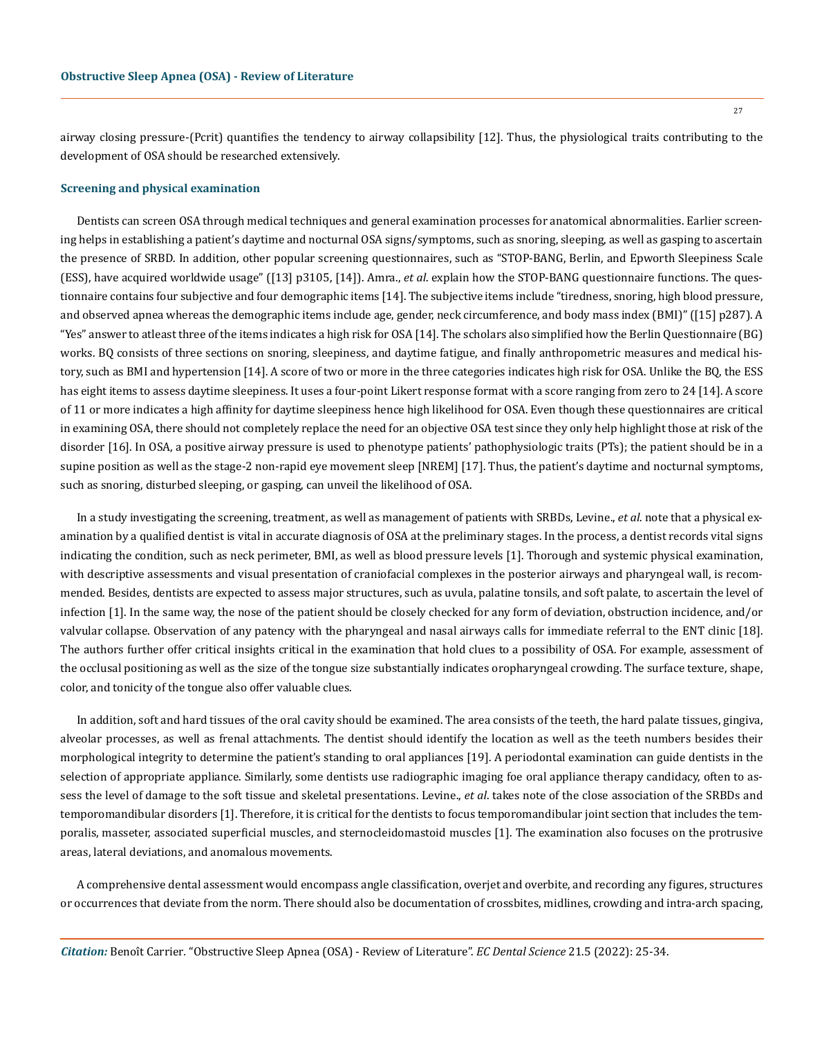airway closing pressure-(Pcrit) quantifies the tendency to airway collapsibility [12]. Thus, the physiological traits contributing to the development of OSA should be researched extensively.

### Screening and physical examination

Dentists can screen OSA through medical techniques and general examination processes for anatomical abnormalities. Earlier screening helps in establishing a patient's daytime and nocturnal OSA signs/symptoms, such as snoring, sleeping, as well as gasping to ascertain the presence of SRBD. In addition, other popular screening questionnaires, such as "STOP-BANG, Berlin, and Epworth Sleepiness Scale (ESS), have acquired worldwide usage" ([13] p3105, [14]). Amra., *et al.* explain how the STOP-BANG questionnaire functions. The questionnaire contains four subjective and four demographic items [14]. The subjective items include "tiredness, snoring, high blood pressure, and observed apnea whereas the demographic items include age, gender, neck circumference, and body mass index (BMI)" ([15] p287). A "Yes" answer to atleast three of the items indicates a high risk for OSA [14]. The scholars also simplified how the Berlin Questionnaire (BG) works. BQ consists of three sections on snoring, sleepiness, and daytime fatigue, and finally anthropometric measures and medical history, such as BMI and hypertension [14]. A score of two or more in the three categories indicates high risk for OSA. Unlike the BQ, the ESS has eight items to assess daytime sleepiness. It uses a four-point Likert response format with a score ranging from zero to 24 [14]. A score of 11 or more indicates a high affinity for daytime sleepiness hence high likelihood for OSA. Even though these questionnaires are critical in examining OSA, there should not completely replace the need for an objective OSA test since they only help highlight those at risk of the disorder [16]. In OSA, a positive airway pressure is used to phenotype patients' pathophysiologic traits (PTs); the patient should be in a supine position as well as the stage-2 non-rapid eye movement sleep [NREM] [17]. Thus, the patient's daytime and nocturnal symptoms, such as snoring, disturbed sleeping, or gasping, can unveil the likelihood of OSA.

In a study investigating the screening, treatment, as well as management of patients with SRBDs, Levine., *et al.* note that a physical examination by a qualified dentist is vital in accurate diagnosis of OSA at the preliminary stages. In the process, a dentist records vital signs indicating the condition, such as neck perimeter, BMI, as well as blood pressure levels [1]. Thorough and systemic physical examination, with descriptive assessments and visual presentation of craniofacial complexes in the posterior airways and pharyngeal wall, is recommended. Besides, dentists are expected to assess major structures, such as uvula, palatine tonsils, and soft palate, to ascertain the level of infection [1]. In the same way, the nose of the patient should be closely checked for any form of deviation, obstruction incidence, and/or valvular collapse. Observation of any patency with the pharyngeal and nasal airways calls for immediate referral to the ENT clinic [18]. The authors further offer critical insights critical in the examination that hold clues to a possibility of OSA. For example, assessment of the occlusal positioning as well as the size of the tongue size substantially indicates oropharyngeal crowding. The surface texture, shape, color, and tonicity of the tongue also offer valuable clues.

In addition, soft and hard tissues of the oral cavity should be examined. The area consists of the teeth, the hard palate tissues, gingiva, alveolar processes, as well as frenal attachments. The dentist should identify the location as well as the teeth numbers besides their morphological integrity to determine the patient's standing to oral appliances [19]. A periodontal examination can guide dentists in the selection of appropriate appliance. Similarly, some dentists use radiographic imaging foe oral appliance therapy candidacy, often to assess the level of damage to the soft tissue and skeletal presentations. Levine., *et al.* takes note of the close association of the SRBDs and temporomandibular disorders [1]. Therefore, it is critical for the dentists to focus temporomandibular joint section that includes the temporalis, masseter, associated superficial muscles, and sternocleidomastoid muscles [1]. The examination also focuses on the protrusive areas, lateral deviations, and anomalous movements.

A comprehensive dental assessment would encompass angle classification, overjet and overbite, and recording any figures, structures or occurrences that deviate from the norm. There should also be documentation of crossbites, midlines, crowding and intra-arch spacing,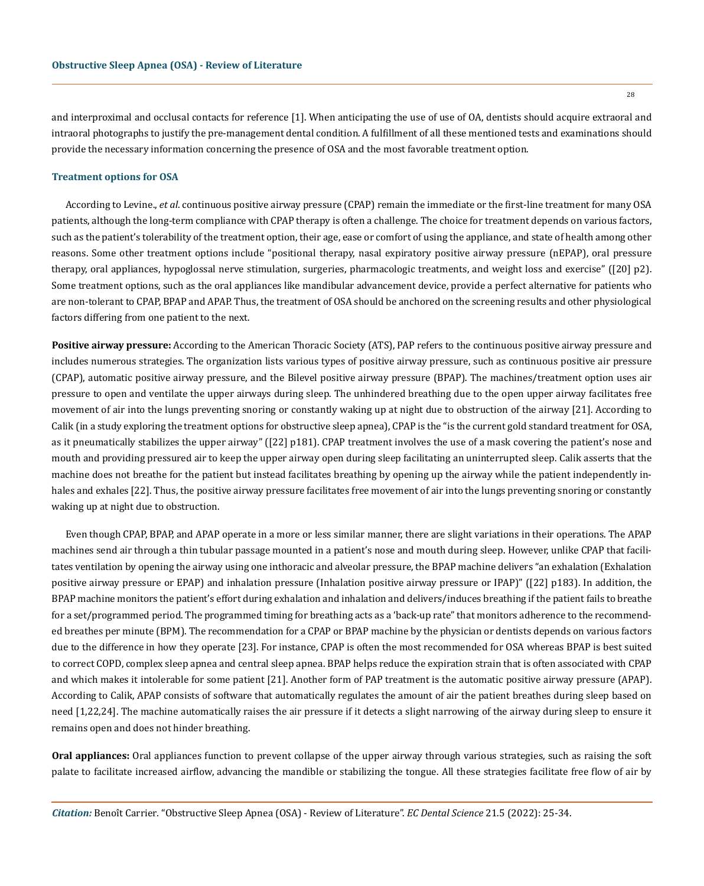and interproximal and occlusal contacts for reference [1]. When anticipating the use of use of OA, dentists should acquire extraoral and intraoral photographs to justify the pre-management dental condition. A fulfillment of all these mentioned tests and examinations should provide the necessary information concerning the presence of OSA and the most favorable treatment option.

### Treatment options for OSA

According to Levine., *et al*. continuous positive airway pressure (CPAP) remain the immediate or the first-line treatment for many OSA patients, although the long-term compliance with CPAP therapy is often a challenge. The choice for treatment depends on various factors, such as the patient's tolerability of the treatment option, their age, ease or comfort of using the appliance, and state of health among other reasons. Some other treatment options include "positional therapy, nasal expiratory positive airway pressure (nEPAP), oral pressure therapy, oral appliances, hypoglossal nerve stimulation, surgeries, pharmacologic treatments, and weight loss and exercise" ([20] p2). Some treatment options, such as the oral appliances like mandibular advancement device, provide a perfect alternative for patients who are non-tolerant to CPAP, BPAP and APAP. Thus, the treatment of OSA should be anchored on the screening results and other physiological factors differing from one patient to the next.

**Positive airway pressure:** According to the American Thoracic Society (ATS), PAP refers to the continuous positive airway pressure and includes numerous strategies. The organization lists various types of positive airway pressure, such as continuous positive air pressure (CPAP), automatic positive airway pressure, and the Bilevel positive airway pressure (BPAP). The machines/treatment option uses air pressure to open and ventilate the upper airways during sleep. The unhindered breathing due to the open upper airway facilitates free movement of air into the lungs preventing snoring or constantly waking up at night due to obstruction of the airway [21]. According to Calik (in a study exploring the treatment options for obstructive sleep apnea), CPAP is the "is the current gold standard treatment for OSA, as it pneumatically stabilizes the upper airway" ([22] p181). CPAP treatment involves the use of a mask covering the patient's nose and mouth and providing pressured air to keep the upper airway open during sleep facilitating an uninterrupted sleep. Calik asserts that the machine does not breathe for the patient but instead facilitates breathing by opening up the airway while the patient independently inhales and exhales [22]. Thus, the positive airway pressure facilitates free movement of air into the lungs preventing snoring or constantly waking up at night due to obstruction.

Even though CPAP, BPAP, and APAP operate in a more or less similar manner, there are slight variations in their operations. The APAP machines send air through a thin tubular passage mounted in a patient's nose and mouth during sleep. However, unlike CPAP that facilitates ventilation by opening the airway using one inthoracic and alveolar pressure, the BPAP machine delivers "an exhalation (Exhalation positive airway pressure or EPAP) and inhalation pressure (Inhalation positive airway pressure or IPAP)" ([22] p183). In addition, the BPAP machine monitors the patient's effort during exhalation and inhalation and delivers/induces breathing if the patient fails to breathe for a set/programmed period. The programmed timing for breathing acts as a 'back-up rate" that monitors adherence to the recommended breathes per minute (BPM). The recommendation for a CPAP or BPAP machine by the physician or dentists depends on various factors due to the difference in how they operate [23]. For instance, CPAP is often the most recommended for OSA whereas BPAP is best suited to correct COPD, complex sleep apnea and central sleep apnea. BPAP helps reduce the expiration strain that is often associated with CPAP and which makes it intolerable for some patient [21]. Another form of PAP treatment is the automatic positive airway pressure (APAP). According to Calik, APAP consists of software that automatically regulates the amount of air the patient breathes during sleep based on need [1,22,24]. The machine automatically raises the air pressure if it detects a slight narrowing of the airway during sleep to ensure it remains open and does not hinder breathing.

**Oral appliances:** Oral appliances function to prevent collapse of the upper airway through various strategies, such as raising the soft palate to facilitate increased airflow, advancing the mandible or stabilizing the tongue. All these strategies facilitate free flow of air by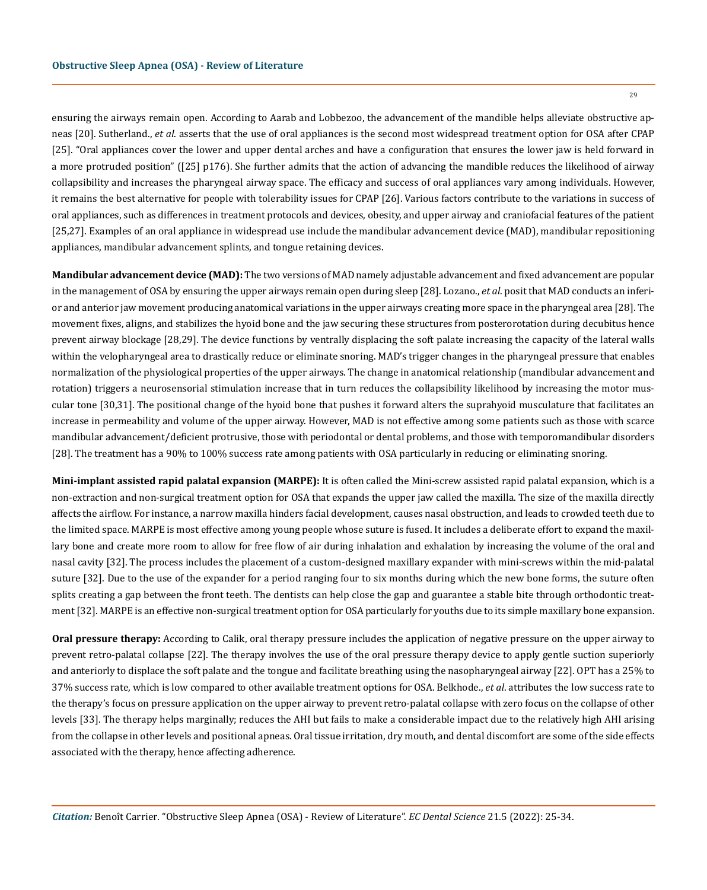ensuring the airways remain open. According to Aarab and Lobbezoo, the advancement of the mandible helps alleviate obstructive apneas [20]. Sutherland., *et al*. asserts that the use of oral appliances is the second most widespread treatment option for OSA after CPAP [25]. "Oral appliances cover the lower and upper dental arches and have a configuration that ensures the lower jaw is held forward in a more protruded position" ([25] p176). She further admits that the action of advancing the mandible reduces the likelihood of airway collapsibility and increases the pharyngeal airway space. The efficacy and success of oral appliances vary among individuals. However, it remains the best alternative for people with tolerability issues for CPAP [26]. Various factors contribute to the variations in success of oral appliances, such as differences in treatment protocols and devices, obesity, and upper airway and craniofacial features of the patient [25,27]. Examples of an oral appliance in widespread use include the mandibular advancement device (MAD), mandibular repositioning appliances, mandibular advancement splints, and tongue retaining devices.

**Mandibular advancement device (MAD):** The two versions of MAD namely adjustable advancement and fixed advancement are popular in the management of OSA by ensuring the upper airways remain open during sleep [28]. Lozano., *et al*. posit that MAD conducts an inferior and anterior jaw movement producing anatomical variations in the upper airways creating more space in the pharyngeal area [28]. The movement fixes, aligns, and stabilizes the hyoid bone and the jaw securing these structures from posterorotation during decubitus hence prevent airway blockage [28,29]. The device functions by ventrally displacing the soft palate increasing the capacity of the lateral walls within the velopharyngeal area to drastically reduce or eliminate snoring. MAD's trigger changes in the pharyngeal pressure that enables normalization of the physiological properties of the upper airways. The change in anatomical relationship (mandibular advancement and rotation) triggers a neurosensorial stimulation increase that in turn reduces the collapsibility likelihood by increasing the motor muscular tone [30,31]. The positional change of the hyoid bone that pushes it forward alters the suprahyoid musculature that facilitates an increase in permeability and volume of the upper airway. However, MAD is not effective among some patients such as those with scarce mandibular advancement/deficient protrusive, those with periodontal or dental problems, and those with temporomandibular disorders [28]. The treatment has a 90% to 100% success rate among patients with OSA particularly in reducing or eliminating snoring.

**Mini-implant assisted rapid palatal expansion (MARPE):** It is often called the Mini-screw assisted rapid palatal expansion, which is a non-extraction and non-surgical treatment option for OSA that expands the upper jaw called the maxilla. The size of the maxilla directly affects the airflow. For instance, a narrow maxilla hinders facial development, causes nasal obstruction, and leads to crowded teeth due to the limited space. MARPE is most effective among young people whose suture is fused. It includes a deliberate effort to expand the maxillary bone and create more room to allow for free flow of air during inhalation and exhalation by increasing the volume of the oral and nasal cavity [32]. The process includes the placement of a custom-designed maxillary expander with mini-screws within the mid-palatal suture [32]. Due to the use of the expander for a period ranging four to six months during which the new bone forms, the suture often splits creating a gap between the front teeth. The dentists can help close the gap and guarantee a stable bite through orthodontic treatment [32]. MARPE is an effective non-surgical treatment option for OSA particularly for youths due to its simple maxillary bone expansion.

**Oral pressure therapy:** According to Calik, oral therapy pressure includes the application of negative pressure on the upper airway to prevent retro-palatal collapse [22]. The therapy involves the use of the oral pressure therapy device to apply gentle suction superiorly and anteriorly to displace the soft palate and the tongue and facilitate breathing using the nasopharyngeal airway [22]. OPT has a 25% to 37% success rate, which is low compared to other available treatment options for OSA. Belkhode., *et al*. attributes the low success rate to the therapy's focus on pressure application on the upper airway to prevent retro-palatal collapse with zero focus on the collapse of other levels [33]. The therapy helps marginally; reduces the AHI but fails to make a considerable impact due to the relatively high AHI arising from the collapse in other levels and positional apneas. Oral tissue irritation, dry mouth, and dental discomfort are some of the side effects associated with the therapy, hence affecting adherence.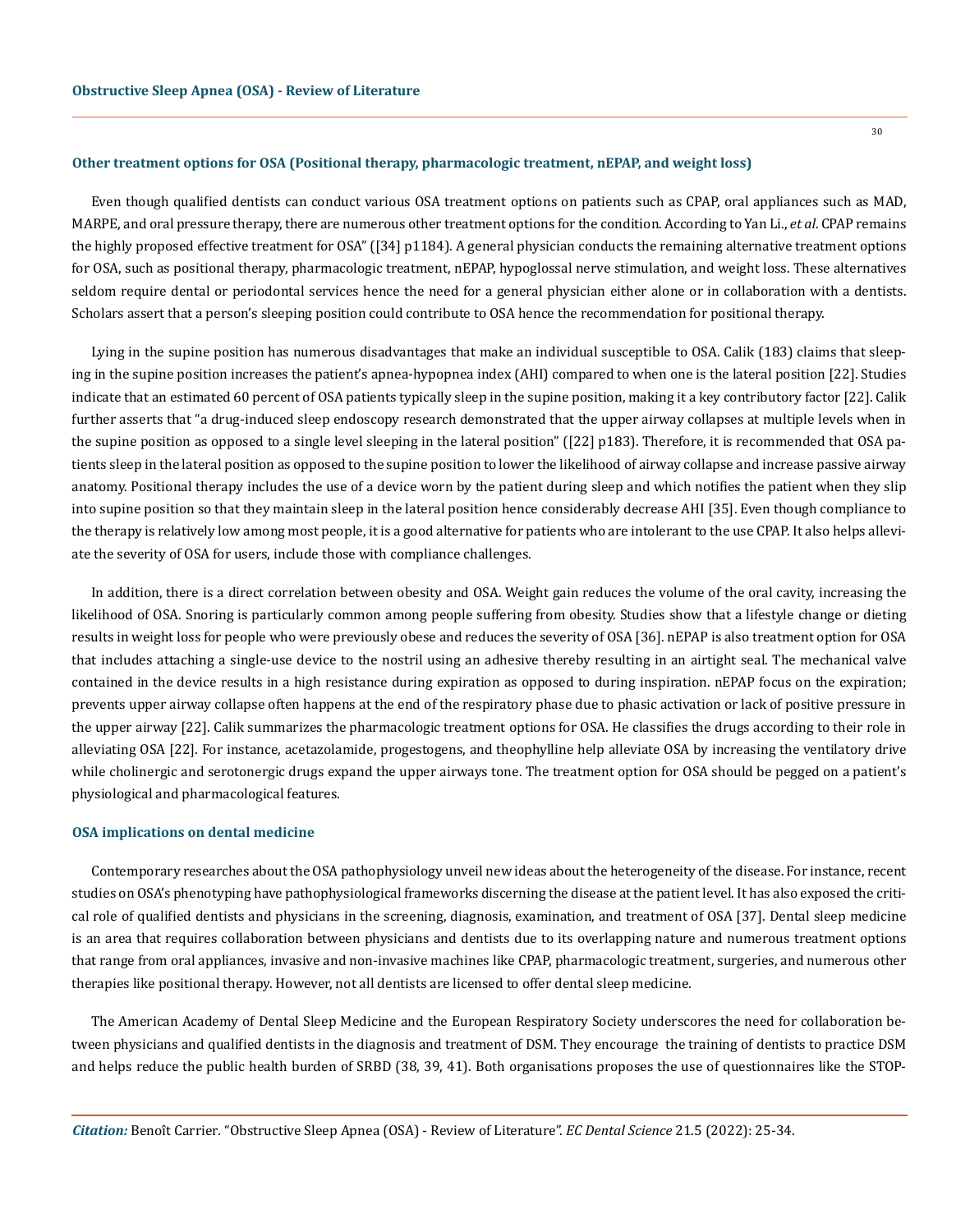### Other treatment options for OSA (Positional therapy, pharmacologic treatment, nEPAP, and weight loss)

Even though qualified dentists can conduct various OSA treatment options on patients such as CPAP, oral appliances such as MAD, MARPE, and oral pressure therapy, there are numerous other treatment options for the condition. According to Yan Li., *et al*. CPAP remains the highly proposed effective treatment for OSA" ([34] p1184). A general physician conducts the remaining alternative treatment options for OSA, such as positional therapy, pharmacologic treatment, nEPAP, hypoglossal nerve stimulation, and weight loss. These alternatives seldom require dental or periodontal services hence the need for a general physician either alone or in collaboration with a dentists. Scholars assert that a person's sleeping position could contribute to OSA hence the recommendation for positional therapy.

Lying in the supine position has numerous disadvantages that make an individual susceptible to OSA. Calik (183) claims that sleeping in the supine position increases the patient's apnea-hypopnea index (AHI) compared to when one is the lateral position [22]. Studies indicate that an estimated 60 percent of OSA patients typically sleep in the supine position, making it a key contributory factor [22]. Calik further asserts that "a drug-induced sleep endoscopy research demonstrated that the upper airway collapses at multiple levels when in the supine position as opposed to a single level sleeping in the lateral position" ([22] p183). Therefore, it is recommended that OSA patients sleep in the lateral position as opposed to the supine position to lower the likelihood of airway collapse and increase passive airway anatomy. Positional therapy includes the use of a device worn by the patient during sleep and which notifies the patient when they slip into supine position so that they maintain sleep in the lateral position hence considerably decrease AHI [35]. Even though compliance to the therapy is relatively low among most people, it is a good alternative for patients who are intolerant to the use CPAP. It also helps alleviate the severity of OSA for users, include those with compliance challenges.

In addition, there is a direct correlation between obesity and OSA. Weight gain reduces the volume of the oral cavity, increasing the likelihood of OSA. Snoring is particularly common among people suffering from obesity. Studies show that a lifestyle change or dieting results in weight loss for people who were previously obese and reduces the severity of OSA [36]. nEPAP is also treatment option for OSA that includes attaching a single-use device to the nostril using an adhesive thereby resulting in an airtight seal. The mechanical valve contained in the device results in a high resistance during expiration as opposed to during inspiration. nEPAP focus on the expiration; prevents upper airway collapse often happens at the end of the respiratory phase due to phasic activation or lack of positive pressure in the upper airway [22]. Calik summarizes the pharmacologic treatment options for OSA. He classifies the drugs according to their role in alleviating OSA [22]. For instance, acetazolamide, progestogens, and theophylline help alleviate OSA by increasing the ventilatory drive while cholinergic and serotonergic drugs expand the upper airways tone. The treatment option for OSA should be pegged on a patient's physiological and pharmacological features.

### OSA implications on dental medicine

Contemporary researches about the OSA pathophysiology unveil new ideas about the heterogeneity of the disease. For instance, recent studies on OSA's phenotyping have pathophysiological frameworks discerning the disease at the patient level. It has also exposed the critical role of qualified dentists and physicians in the screening, diagnosis, examination, and treatment of OSA [37]. Dental sleep medicine is an area that requires collaboration between physicians and dentists due to its overlapping nature and numerous treatment options that range from oral appliances, invasive and non-invasive machines like CPAP, pharmacologic treatment, surgeries, and numerous other therapies like positional therapy. However, not all dentists are licensed to offer dental sleep medicine.

The American Academy of Dental Sleep Medicine and the European Respiratory Society underscores the need for collaboration between physicians and qualified dentists in the diagnosis and treatment of DSM. They encourage the training of dentists to practice DSM and helps reduce the public health burden of SRBD (38, 39, 41). Both organisations proposes the use of questionnaires like the STOP-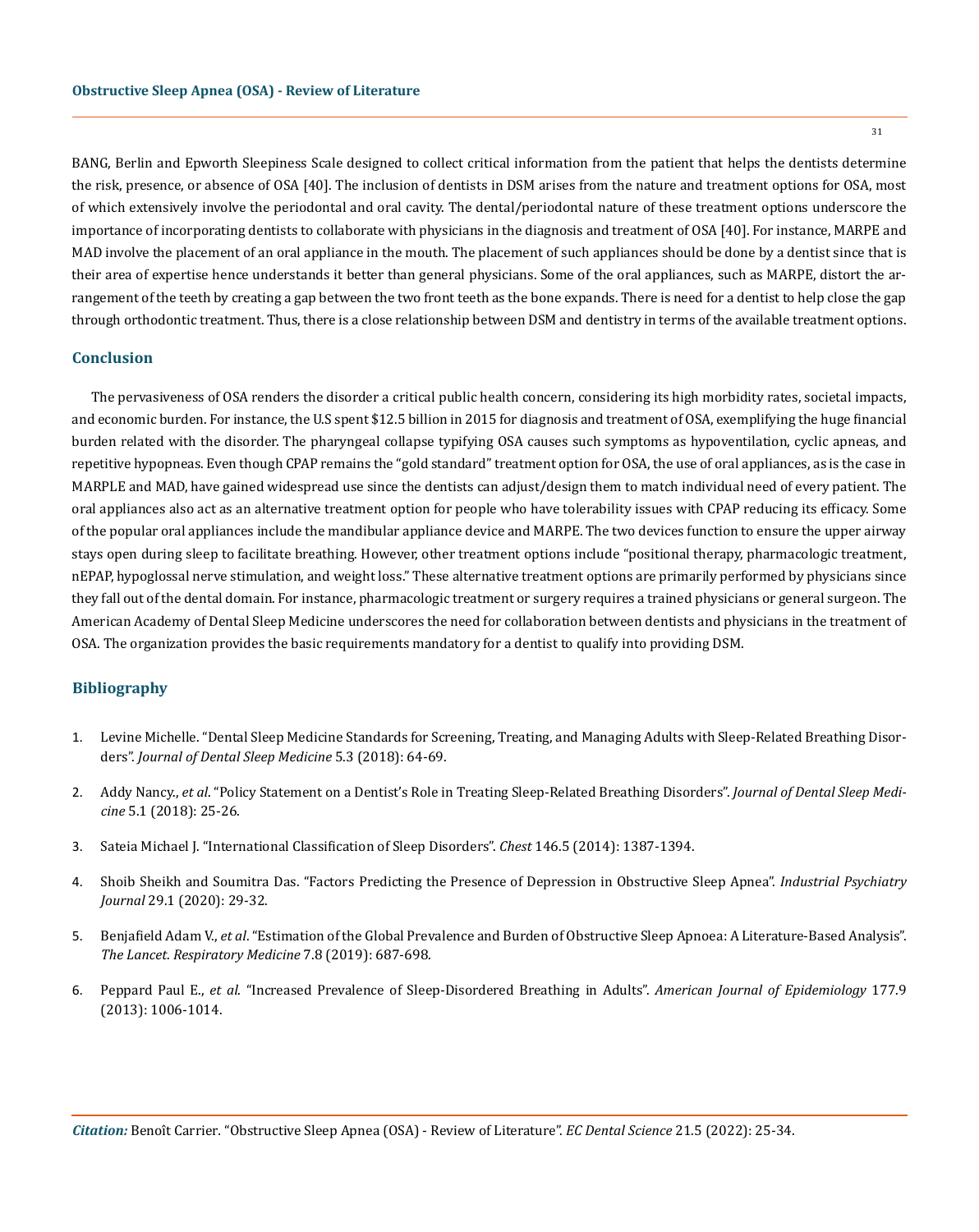BANG, Berlin and Epworth Sleepiness Scale designed to collect critical information from the patient that helps the dentists determine the risk, presence, or absence of OSA [40]. The inclusion of dentists in DSM arises from the nature and treatment options for OSA, most of which extensively involve the periodontal and oral cavity. The dental/periodontal nature of these treatment options underscore the importance of incorporating dentists to collaborate with physicians in the diagnosis and treatment of OSA [40]. For instance, MARPE and MAD involve the placement of an oral appliance in the mouth. The placement of such appliances should be done by a dentist since that is their area of expertise hence understands it better than general physicians. Some of the oral appliances, such as MARPE, distort the arrangement of the teeth by creating a gap between the two front teeth as the bone expands. There is need for a dentist to help close the gap through orthodontic treatment. Thus, there is a close relationship between DSM and dentistry in terms of the available treatment options.

## Conclusion

The pervasiveness of OSA renders the disorder a critical public health concern, considering its high morbidity rates, societal impacts, and economic burden. For instance, the U.S spent $12.5 billion in 2015 for diagnosis and treatment of OSA, exemplifying the huge financial burden related with the disorder. The pharyngeal collapse typifying OSA causes such symptoms as hypoventilation, cyclic apneas, and repetitive hypopneas. Even though CPAP remains the "gold standard" treatment option for OSA, the use of oral appliances, as is the case in MARPLE and MAD, have gained widespread use since the dentists can adjust/design them to match individual need of every patient. The oral appliances also act as an alternative treatment option for people who have tolerability issues with CPAP reducing its efficacy. Some of the popular oral appliances include the mandibular appliance device and MARPE. The two devices function to ensure the upper airway stays open during sleep to facilitate breathing. However, other treatment options include "positional therapy, pharmacologic treatment, nEPAP, hypoglossal nerve stimulation, and weight loss." These alternative treatment options are primarily performed by physicians since they fall out of the dental domain. For instance, pharmacologic treatment or surgery requires a trained physicians or general surgeon. The American Academy of Dental Sleep Medicine underscores the need for collaboration between dentists and physicians in the treatment of OSA. The organization provides the basic requirements mandatory for a dentist to qualify into providing DSM.

## Bibliography

1. Levine Michelle. "Dental Sleep Medicine Standards for Screening, Treating, and Managing Adults with Sleep-Related Breathing Disorders". *Journal of Dental Sleep Medicine* 5.3 (2018): 64-69.
2. Addy Nancy., *et al*. "Policy Statement on a Dentist's Role in Treating Sleep-Related Breathing Disorders". *Journal of Dental Sleep Medicine* 5.1 (2018): 25-26.
3. Sateia Michael J. "International Classification of Sleep Disorders". *Chest* 146.5 (2014): 1387-1394.
4. Shoib Sheikh and Soumitra Das. "Factors Predicting the Presence of Depression in Obstructive Sleep Apnea". *Industrial Psychiatry Journal* 29.1 (2020): 29-32.
5. Benjafield Adam V., *et al*. "Estimation of the Global Prevalence and Burden of Obstructive Sleep Apnoea: A Literature-Based Analysis". *The Lancet. Respiratory Medicine* 7.8 (2019): 687-698.
6. Peppard Paul E., *et al*. "Increased Prevalence of Sleep-Disordered Breathing in Adults". *American Journal of Epidemiology* 177.9 (2013): 1006-1014.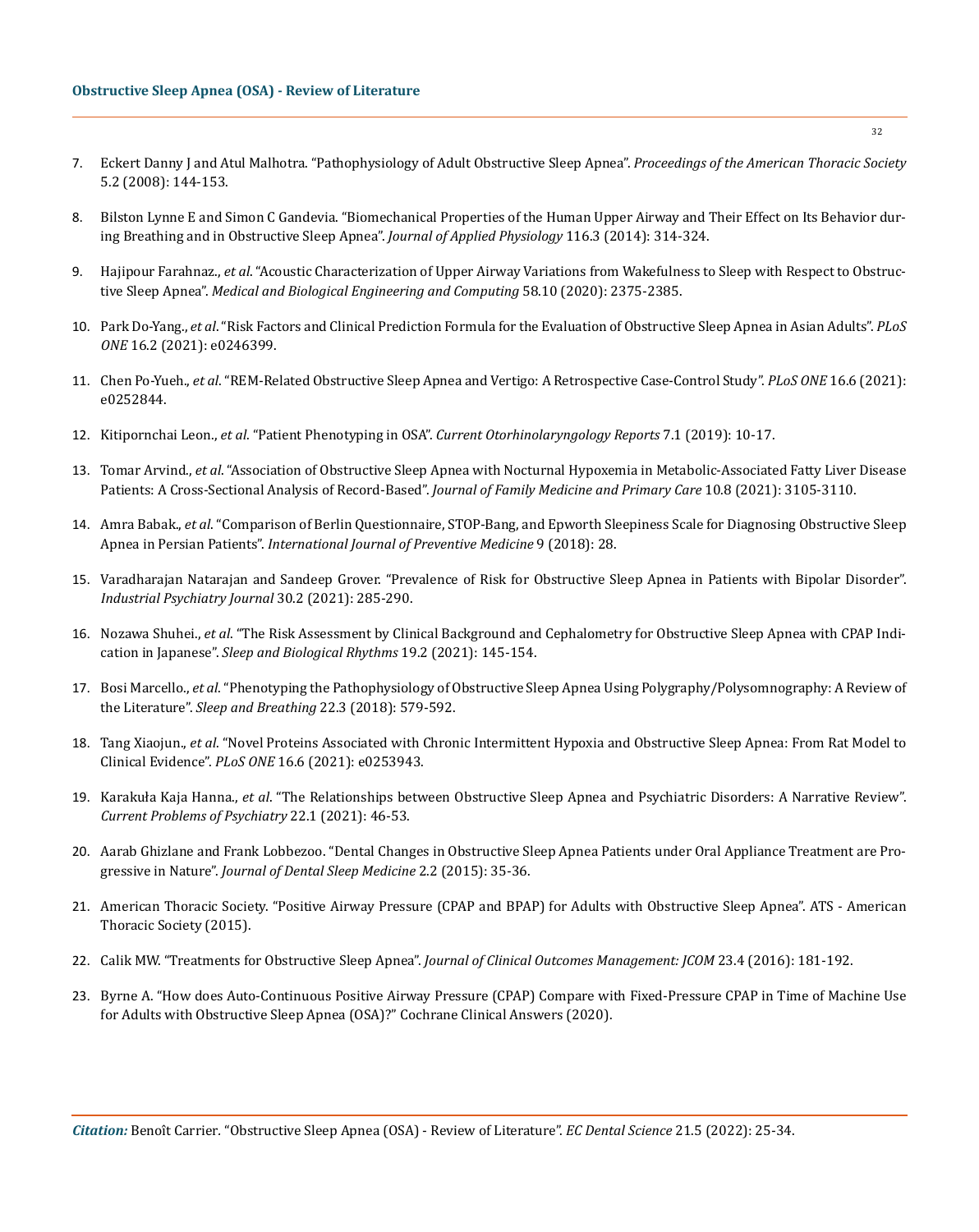7. Eckert Danny J and Atul Malhotra. "Pathophysiology of Adult Obstructive Sleep Apnea". *Proceedings of the American Thoracic Society* 5.2 (2008): 144-153.

8. Bilston Lynne E and Simon C Gandevia. "Biomechanical Properties of the Human Upper Airway and Their Effect on Its Behavior during Breathing and in Obstructive Sleep Apnea". *Journal of Applied Physiology* 116.3 (2014): 314-324.

9. Hajipour Farahnaz., *et al*. "Acoustic Characterization of Upper Airway Variations from Wakefulness to Sleep with Respect to Obstructive Sleep Apnea". *Medical and Biological Engineering and Computing* 58.10 (2020): 2375-2385.

10. Park Do-Yang., *et al*. "Risk Factors and Clinical Prediction Formula for the Evaluation of Obstructive Sleep Apnea in Asian Adults". *PLoS ONE* 16.2 (2021): e0246399.

11. Chen Po-Yueh., *et al*. "REM-Related Obstructive Sleep Apnea and Vertigo: A Retrospective Case-Control Study". *PLoS ONE* 16.6 (2021): e0252844.

12. Kitipornchai Leon., *et al*. "Patient Phenotyping in OSA". *Current Otorhinolaryngology Reports* 7.1 (2019): 10-17.

13. Tomar Arvind., *et al*. "Association of Obstructive Sleep Apnea with Nocturnal Hypoxemia in Metabolic-Associated Fatty Liver Disease Patients: A Cross-Sectional Analysis of Record-Based". *Journal of Family Medicine and Primary Care* 10.8 (2021): 3105-3110.

14. Amra Babak., *et al*. "Comparison of Berlin Questionnaire, STOP-Bang, and Epworth Sleepiness Scale for Diagnosing Obstructive Sleep Apnea in Persian Patients". *International Journal of Preventive Medicine* 9 (2018): 28.

15. Varadharajan Natarajan and Sandeep Grover. "Prevalence of Risk for Obstructive Sleep Apnea in Patients with Bipolar Disorder". *Industrial Psychiatry Journal* 30.2 (2021): 285-290.

16. Nozawa Shuhei., *et al*. "The Risk Assessment by Clinical Background and Cephalometry for Obstructive Sleep Apnea with CPAP Indication in Japanese". *Sleep and Biological Rhythms* 19.2 (2021): 145-154.

17. Bosi Marcello., *et al*. "Phenotyping the Pathophysiology of Obstructive Sleep Apnea Using Polygraphy/Polysomnography: A Review of the Literature". *Sleep and Breathing* 22.3 (2018): 579-592.

18. Tang Xiaojun., *et al*. "Novel Proteins Associated with Chronic Intermittent Hypoxia and Obstructive Sleep Apnea: From Rat Model to Clinical Evidence". *PLoS ONE* 16.6 (2021): e0253943.

19. Karakuła Kaja Hanna., *et al*. "The Relationships between Obstructive Sleep Apnea and Psychiatric Disorders: A Narrative Review". *Current Problems of Psychiatry* 22.1 (2021): 46-53.

20. Aarab Ghizlane and Frank Lobbezoo. "Dental Changes in Obstructive Sleep Apnea Patients under Oral Appliance Treatment are Progressive in Nature". *Journal of Dental Sleep Medicine* 2.2 (2015): 35-36.

21. American Thoracic Society. "Positive Airway Pressure (CPAP and BPAP) for Adults with Obstructive Sleep Apnea". ATS - American Thoracic Society (2015).

22. Calik MW. "Treatments for Obstructive Sleep Apnea". *Journal of Clinical Outcomes Management: JCOM* 23.4 (2016): 181-192.

23. Byrne A. "How does Auto-Continuous Positive Airway Pressure (CPAP) Compare with Fixed-Pressure CPAP in Time of Machine Use for Adults with Obstructive Sleep Apnea (OSA)?" Cochrane Clinical Answers (2020).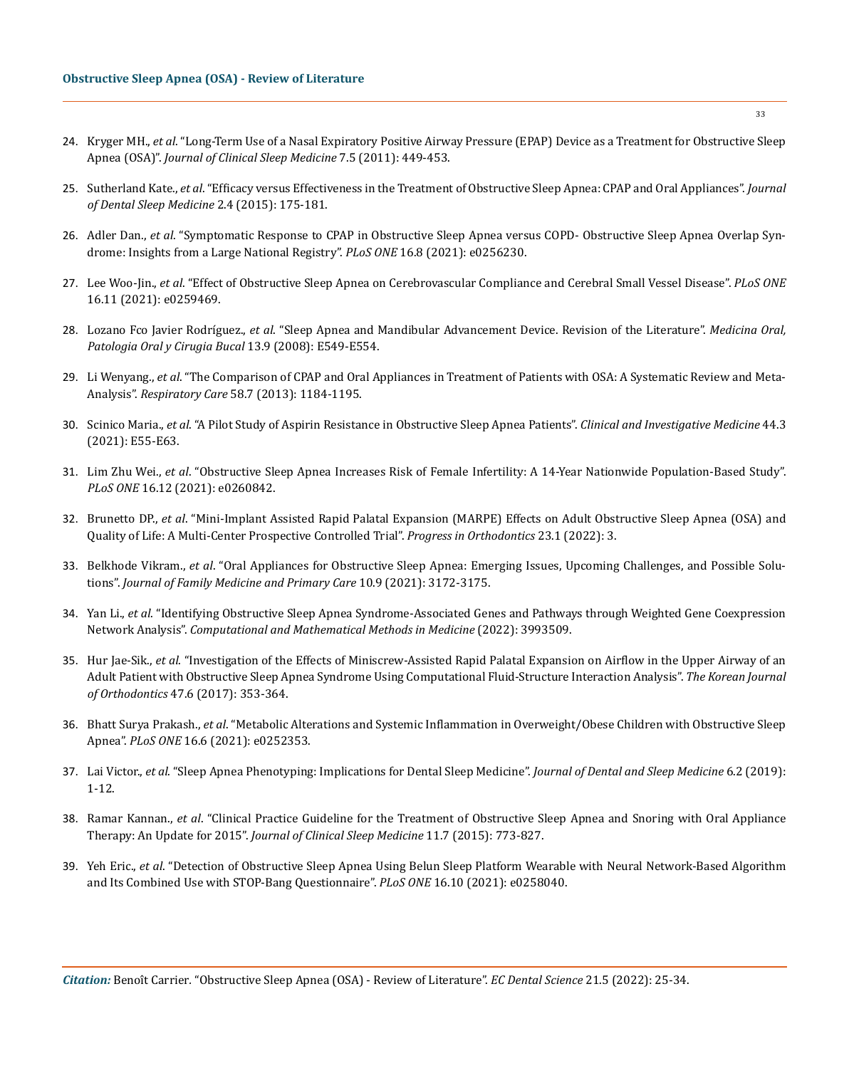24. Kryger MH., *et al*. "Long-Term Use of a Nasal Expiratory Positive Airway Pressure (EPAP) Device as a Treatment for Obstructive Sleep Apnea (OSA)". *Journal of Clinical Sleep Medicine* 7.5 (2011): 449-453.

25. Sutherland Kate., *et al*. "Efficacy versus Effectiveness in the Treatment of Obstructive Sleep Apnea: CPAP and Oral Appliances". *Journal of Dental Sleep Medicine* 2.4 (2015): 175-181.

26. Adler Dan., *et al*. "Symptomatic Response to CPAP in Obstructive Sleep Apnea versus COPD- Obstructive Sleep Apnea Overlap Syndrome: Insights from a Large National Registry". *PLoS ONE* 16.8 (2021): e0256230.

27. Lee Woo-Jin., *et al*. "Effect of Obstructive Sleep Apnea on Cerebrovascular Compliance and Cerebral Small Vessel Disease". *PLoS ONE* 16.11 (2021): e0259469.

28. Lozano Fco Javier Rodríguez., *et al*. "Sleep Apnea and Mandibular Advancement Device. Revision of the Literature". *Medicina Oral, Patologia Oral y Cirugia Bucal* 13.9 (2008): E549-E554.

29. Li Wenyang., *et al*. "The Comparison of CPAP and Oral Appliances in Treatment of Patients with OSA: A Systematic Review and Meta-Analysis". *Respiratory Care* 58.7 (2013): 1184-1195.

30. Scinico Maria., *et al*. "A Pilot Study of Aspirin Resistance in Obstructive Sleep Apnea Patients". *Clinical and Investigative Medicine* 44.3 (2021): E55-E63.

31. Lim Zhu Wei., *et al*. "Obstructive Sleep Apnea Increases Risk of Female Infertility: A 14-Year Nationwide Population-Based Study". *PLoS ONE* 16.12 (2021): e0260842.

32. Brunetto DP., *et al*. "Mini-Implant Assisted Rapid Palatal Expansion (MARPE) Effects on Adult Obstructive Sleep Apnea (OSA) and Quality of Life: A Multi-Center Prospective Controlled Trial". *Progress in Orthodontics* 23.1 (2022): 3.

33. Belkhode Vikram., *et al*. "Oral Appliances for Obstructive Sleep Apnea: Emerging Issues, Upcoming Challenges, and Possible Solutions". *Journal of Family Medicine and Primary Care* 10.9 (2021): 3172-3175.

34. Yan Li., *et al*. "Identifying Obstructive Sleep Apnea Syndrome-Associated Genes and Pathways through Weighted Gene Coexpression Network Analysis". *Computational and Mathematical Methods in Medicine* (2022): 3993509.

35. Hur Jae-Sik., *et al*. "Investigation of the Effects of Miniscrew-Assisted Rapid Palatal Expansion on Airflow in the Upper Airway of an Adult Patient with Obstructive Sleep Apnea Syndrome Using Computational Fluid-Structure Interaction Analysis". *The Korean Journal of Orthodontics* 47.6 (2017): 353-364.

36. Bhatt Surya Prakash., *et al*. "Metabolic Alterations and Systemic Inflammation in Overweight/Obese Children with Obstructive Sleep Apnea". *PLoS ONE* 16.6 (2021): e0252353.

37. Lai Victor., *et al*. "Sleep Apnea Phenotyping: Implications for Dental Sleep Medicine". *Journal of Dental and Sleep Medicine* 6.2 (2019): 1-12.

38. Ramar Kannan., *et al*. "Clinical Practice Guideline for the Treatment of Obstructive Sleep Apnea and Snoring with Oral Appliance Therapy: An Update for 2015". *Journal of Clinical Sleep Medicine* 11.7 (2015): 773-827.

39. Yeh Eric., *et al*. "Detection of Obstructive Sleep Apnea Using Belun Sleep Platform Wearable with Neural Network-Based Algorithm and Its Combined Use with STOP-Bang Questionnaire". *PLoS ONE* 16.10 (2021): e0258040.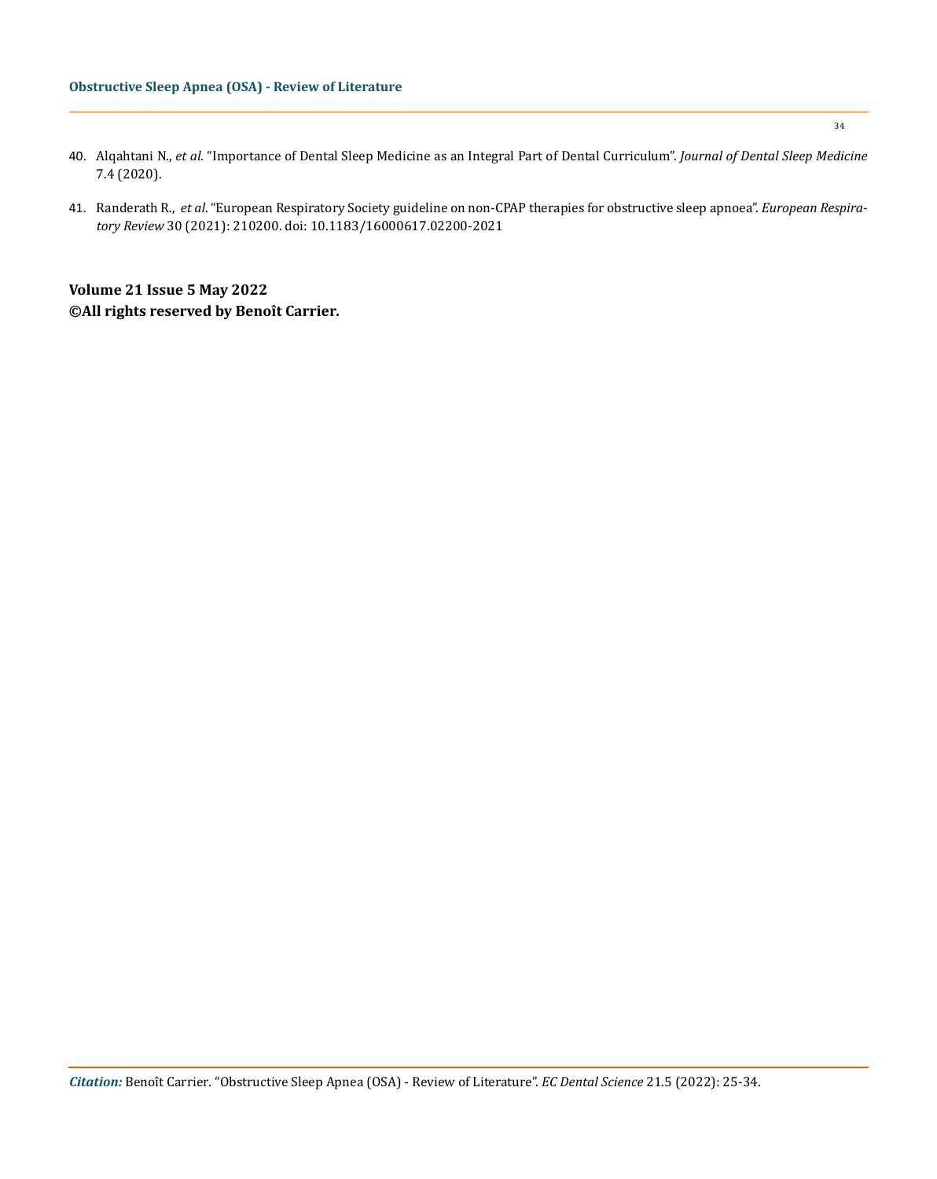40. Alqahtani N., *et al*. "Importance of Dental Sleep Medicine as an Integral Part of Dental Curriculum". *Journal of Dental Sleep Medicine* 7.4 (2020).

41. Randerath R., *et al*. "European Respiratory Society guideline on non-CPAP therapies for obstructive sleep apnoea". *European Respiratory Review* 30 (2021): 210200. doi: 10.1183/16000617.02200-2021

**Volume 21 Issue 5 May 2022**
**©All rights reserved by Benoît Carrier.**